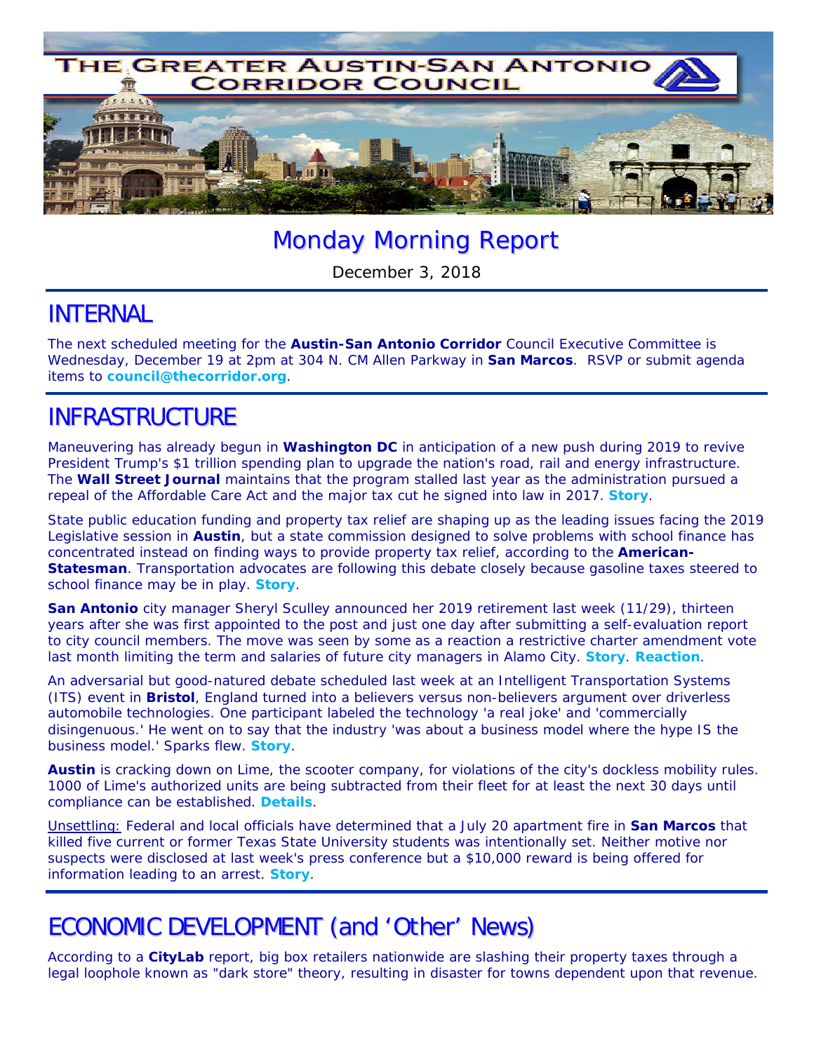# THE GREATER AUSTIN-SAN ANTONIO CORRIDOR COUNCIL

## Monday Morning Report

December 3, 2018

## INTERNAL

The next scheduled meeting for the **Austin-San Antonio Corridor** Council Executive Committee is Wednesday, December 19 at 2pm at 304 N. CM Allen Parkway in **San Marcos**. RSVP or submit agenda items to **council@thecorridor.org**.

## INFRASTRUCTURE

Maneuvering has already begun in **Washington DC** in anticipation of a new push during 2019 to revive President Trump's $1 trillion spending plan to upgrade the nation's road, rail and energy infrastructure. The **Wall Street Journal** maintains that the program stalled last year as the administration pursued a repeal of the Affordable Care Act and the major tax cut he signed into law in 2017. **Story**.

State public education funding and property tax relief are shaping up as the leading issues facing the 2019 Legislative session in **Austin**, but a state commission designed to solve problems with school finance has concentrated instead on finding ways to provide property tax relief, according to the **American-Statesman**. Transportation advocates are following this debate closely because gasoline taxes steered to school finance may be in play. **Story**.

**San Antonio** city manager Sheryl Sculley announced her 2019 retirement last week (11/29), thirteen years after she was first appointed to the post and just one day after submitting a self-evaluation report to city council members. The move was seen by some as a reaction a restrictive charter amendment vote last month limiting the term and salaries of future city managers in Alamo City. **Story**. **Reaction**.

An adversarial but good-natured debate scheduled last week at an Intelligent Transportation Systems (ITS) event in **Bristol**, England turned into a believers versus non-believers argument over driverless automobile technologies. One participant labeled the technology 'a real joke' and 'commercially disingenuous.' He went on to say that the industry 'was about a business model where the hype IS the business model.' Sparks flew. **Story**.

**Austin** is cracking down on Lime, the scooter company, for violations of the city's dockless mobility rules. 1000 of Lime's authorized units are being subtracted from their fleet for at least the next 30 days until compliance can be established. **Details**.

Unsettling: Federal and local officials have determined that a July 20 apartment fire in **San Marcos** that killed five current or former Texas State University students was intentionally set. Neither motive nor suspects were disclosed at last week's press conference but a $10,000 reward is being offered for information leading to an arrest. **Story**.

## ECONOMIC DEVELOPMENT (and 'Other' News)

According to a **CityLab** report, big box retailers nationwide are slashing their property taxes through a legal loophole known as "dark store" theory, resulting in disaster for towns dependent upon that revenue.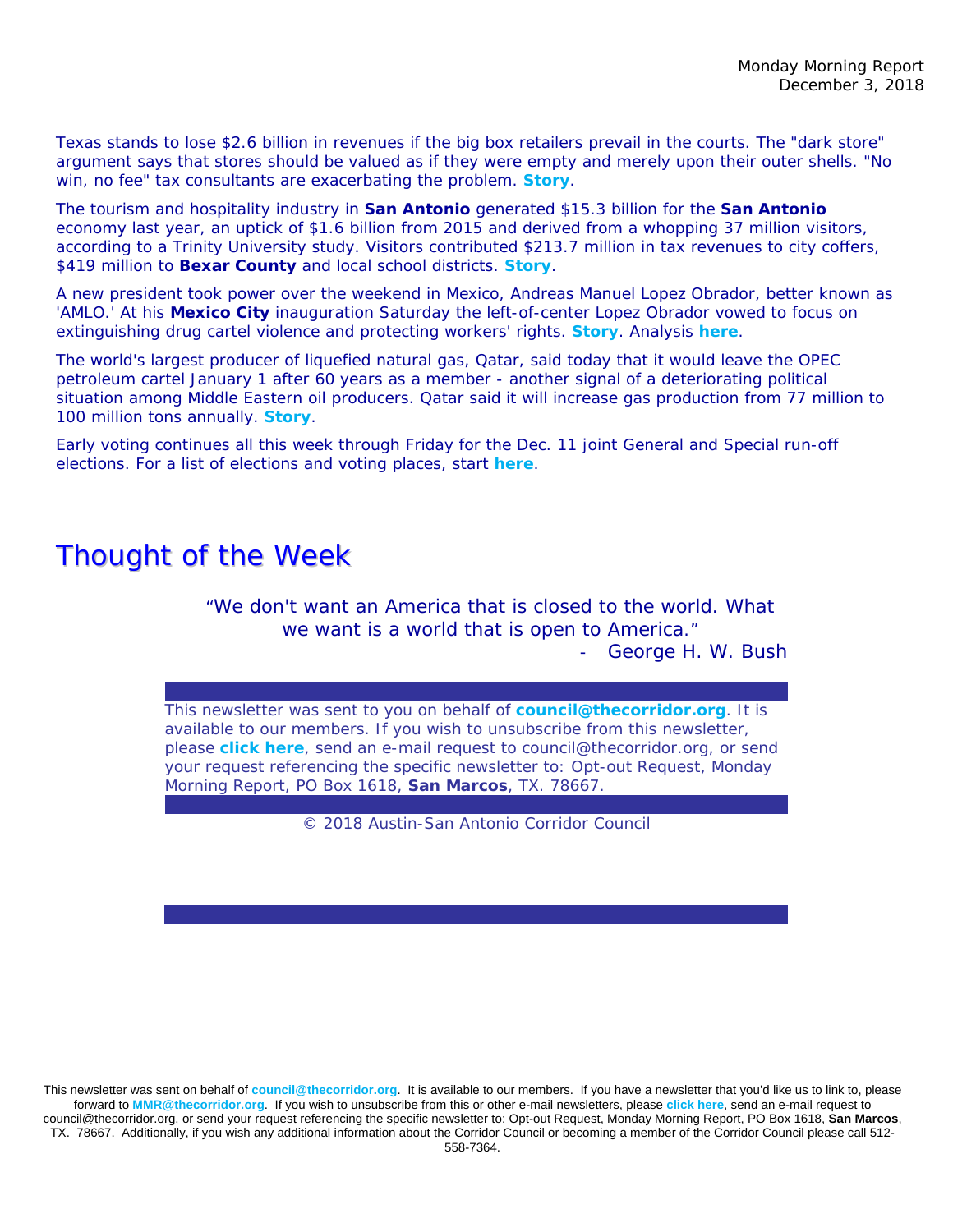Monday Morning Report
December 3, 2018

Texas stands to lose $2.6 billion in revenues if the big box retailers prevail in the courts. The "dark store" argument says that stores should be valued as if they were empty and merely upon their outer shells. "No win, no fee" tax consultants are exacerbating the problem. **Story**.

The tourism and hospitality industry in **San Antonio** generated $15.3 billion for the **San Antonio** economy last year, an uptick of $1.6 billion from 2015 and derived from a whopping 37 million visitors, according to a Trinity University study. Visitors contributed $213.7 million in tax revenues to city coffers, $419 million to **Bexar County** and local school districts. **Story**.

A new president took power over the weekend in Mexico, Andreas Manuel Lopez Obrador, better known as 'AMLO.' At his **Mexico City** inauguration Saturday the left-of-center Lopez Obrador vowed to focus on extinguishing drug cartel violence and protecting workers' rights. **Story**. Analysis **here**.

The world's largest producer of liquefied natural gas, Qatar, said today that it would leave the OPEC petroleum cartel January 1 after 60 years as a member - another signal of a deteriorating political situation among Middle Eastern oil producers. Qatar said it will increase gas production from 77 million to 100 million tons annually. **Story**.

Early voting continues all this week through Friday for the Dec. 11 joint General and Special run-off elections. For a list of elections and voting places, start **here**.

## Thought of the Week

"We don't want an America that is closed to the world. What we want is a world that is open to America."
- George H. W. Bush

This newsletter was sent to you on behalf of **council@thecorridor.org**. It is available to our members. If you wish to unsubscribe from this newsletter, please **click here**, send an e-mail request to council@thecorridor.org, or send your request referencing the specific newsletter to: Opt-out Request, Monday Morning Report, PO Box 1618, **San Marcos**, TX. 78667.

© 2018 Austin-San Antonio Corridor Council

This newsletter was sent on behalf of **council@thecorridor.org**. It is available to our members. If you have a newsletter that you'd like us to link to, please forward to **MMR@thecorridor.org**. If you wish to unsubscribe from this or other e-mail newsletters, please **click here**, send an e-mail request to council@thecorridor.org, or send your request referencing the specific newsletter to: Opt-out Request, Monday Morning Report, PO Box 1618, **San Marcos**, TX. 78667. Additionally, if you wish any additional information about the Corridor Council or becoming a member of the Corridor Council please call 512-558-7364.